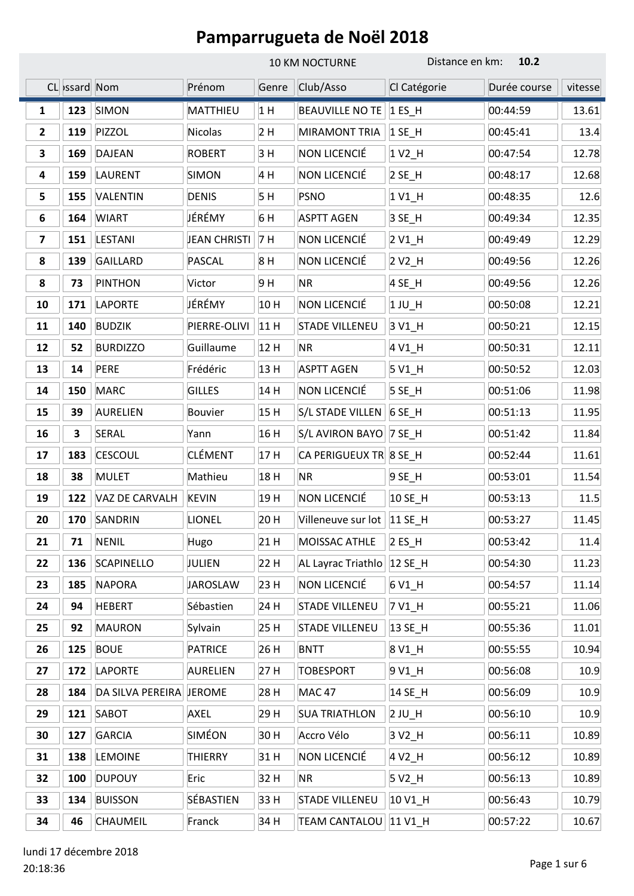# Pamparrugueta de Noël 2018

10 KM NOCTURNE — Distance en km: **10.2**

| CL | ossard | Nom | Prénom | Genre | Club/Asso | Cl Catégorie | Durée course | vitesse |
|---|---|---|---|---|---|---|---|---|
| **1** | **123** | SIMON | MATTHIEU | 1 H | BEAUVILLE NO TE | 1 ES_H | 00:44:59 | 13.61 |
| **2** | **119** | PIZZOL | Nicolas | 2 H | MIRAMONT TRIA | 1 SE_H | 00:45:41 | 13.4 |
| **3** | **169** | DAJEAN | ROBERT | 3 H | NON LICENCIÉ | 1 V2_H | 00:47:54 | 12.78 |
| **4** | **159** | LAURENT | SIMON | 4 H | NON LICENCIÉ | 2 SE_H | 00:48:17 | 12.68 |
| **5** | **155** | VALENTIN | DENIS | 5 H | PSNO | 1 V1_H | 00:48:35 | 12.6 |
| **6** | **164** | WIART | JÉRÉMY | 6 H | ASPTT AGEN | 3 SE_H | 00:49:34 | 12.35 |
| **7** | **151** | LESTANI | JEAN CHRISTI | 7 H | NON LICENCIÉ | 2 V1_H | 00:49:49 | 12.29 |
| **8** | **139** | GAILLARD | PASCAL | 8 H | NON LICENCIÉ | 2 V2_H | 00:49:56 | 12.26 |
| **8** | **73** | PINTHON | Victor | 9 H | NR | 4 SE_H | 00:49:56 | 12.26 |
| **10** | **171** | LAPORTE | JÉRÉMY | 10 H | NON LICENCIÉ | 1 JU_H | 00:50:08 | 12.21 |
| **11** | **140** | BUDZIK | PIERRE-OLIVI | 11 H | STADE VILLENEU | 3 V1_H | 00:50:21 | 12.15 |
| **12** | **52** | BURDIZZO | Guillaume | 12 H | NR | 4 V1_H | 00:50:31 | 12.11 |
| **13** | **14** | PERE | Frédéric | 13 H | ASPTT AGEN | 5 V1_H | 00:50:52 | 12.03 |
| **14** | **150** | MARC | GILLES | 14 H | NON LICENCIÉ | 5 SE_H | 00:51:06 | 11.98 |
| **15** | **39** | AURELIEN | Bouvier | 15 H | S/L STADE VILLEN | 6 SE_H | 00:51:13 | 11.95 |
| **16** | **3** | SERAL | Yann | 16 H | S/L AVIRON BAYO | 7 SE_H | 00:51:42 | 11.84 |
| **17** | **183** | CESCOUL | CLÉMENT | 17 H | CA PERIGUEUX TR | 8 SE_H | 00:52:44 | 11.61 |
| **18** | **38** | MULET | Mathieu | 18 H | NR | 9 SE_H | 00:53:01 | 11.54 |
| **19** | **122** | VAZ DE CARVALH | KEVIN | 19 H | NON LICENCIÉ | 10 SE_H | 00:53:13 | 11.5 |
| **20** | **170** | SANDRIN | LIONEL | 20 H | Villeneuve sur lot | 11 SE_H | 00:53:27 | 11.45 |
| **21** | **71** | NENIL | Hugo | 21 H | MOISSAC ATHLE | 2 ES_H | 00:53:42 | 11.4 |
| **22** | **136** | SCAPINELLO | JULIEN | 22 H | AL Layrac Triathlo | 12 SE_H | 00:54:30 | 11.23 |
| **23** | **185** | NAPORA | JAROSLAW | 23 H | NON LICENCIÉ | 6 V1_H | 00:54:57 | 11.14 |
| **24** | **94** | HEBERT | Sébastien | 24 H | STADE VILLENEU | 7 V1_H | 00:55:21 | 11.06 |
| **25** | **92** | MAURON | Sylvain | 25 H | STADE VILLENEU | 13 SE_H | 00:55:36 | 11.01 |
| **26** | **125** | BOUE | PATRICE | 26 H | BNTT | 8 V1_H | 00:55:55 | 10.94 |
| **27** | **172** | LAPORTE | AURELIEN | 27 H | TOBESPORT | 9 V1_H | 00:56:08 | 10.9 |
| **28** | **184** | DA SILVA PEREIRA | JEROME | 28 H | MAC 47 | 14 SE_H | 00:56:09 | 10.9 |
| **29** | **121** | SABOT | AXEL | 29 H | SUA TRIATHLON | 2 JU_H | 00:56:10 | 10.9 |
| **30** | **127** | GARCIA | SIMÉON | 30 H | Accro Vélo | 3 V2_H | 00:56:11 | 10.89 |
| **31** | **138** | LEMOINE | THIERRY | 31 H | NON LICENCIÉ | 4 V2_H | 00:56:12 | 10.89 |
| **32** | **100** | DUPOUY | Eric | 32 H | NR | 5 V2_H | 00:56:13 | 10.89 |
| **33** | **134** | BUISSON | SÉBASTIEN | 33 H | STADE VILLENEU | 10 V1_H | 00:56:43 | 10.79 |
| **34** | **46** | CHAUMEIL | Franck | 34 H | TEAM CANTALOU | 11 V1_H | 00:57:22 | 10.67 |

lundi 17 décembre 2018
20:18:36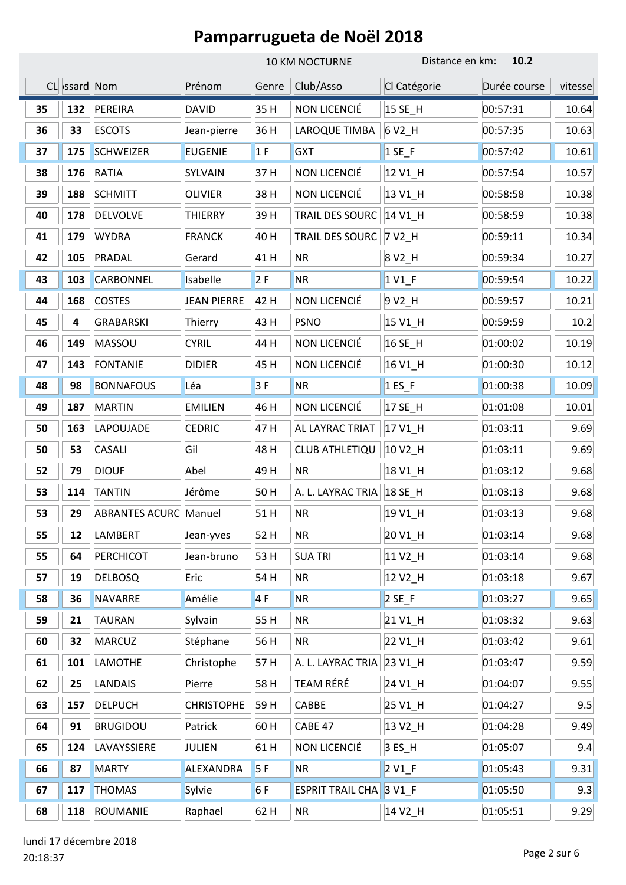# Pamparrugueta de Noël 2018

10 KM NOCTURNE — Distance en km: **10.2**

| CL | Dossard | Nom | Prénom | Genre | Club/Asso | Cl Catégorie | Durée course | vitesse |
|---|---|---|---|---|---|---|---|---|
| 35 | 132 | PEREIRA | DAVID | 35 H | NON LICENCIÉ | 15 SE_H | 00:57:31 | 10.64 |
| 36 | 33 | ESCOTS | Jean-pierre | 36 H | LAROQUE TIMBA | 6 V2_H | 00:57:35 | 10.63 |
| 37 | 175 | SCHWEIZER | EUGENIE | 1 F | GXT | 1 SE_F | 00:57:42 | 10.61 |
| 38 | 176 | RATIA | SYLVAIN | 37 H | NON LICENCIÉ | 12 V1_H | 00:57:54 | 10.57 |
| 39 | 188 | SCHMITT | OLIVIER | 38 H | NON LICENCIÉ | 13 V1_H | 00:58:58 | 10.38 |
| 40 | 178 | DELVOLVE | THIERRY | 39 H | TRAIL DES SOURC | 14 V1_H | 00:58:59 | 10.38 |
| 41 | 179 | WYDRA | FRANCK | 40 H | TRAIL DES SOURC | 7 V2_H | 00:59:11 | 10.34 |
| 42 | 105 | PRADAL | Gerard | 41 H | NR | 8 V2_H | 00:59:34 | 10.27 |
| 43 | 103 | CARBONNEL | Isabelle | 2 F | NR | 1 V1_F | 00:59:54 | 10.22 |
| 44 | 168 | COSTES | JEAN PIERRE | 42 H | NON LICENCIÉ | 9 V2_H | 00:59:57 | 10.21 |
| 45 | 4 | GRABARSKI | Thierry | 43 H | PSNO | 15 V1_H | 00:59:59 | 10.2 |
| 46 | 149 | MASSOU | CYRIL | 44 H | NON LICENCIÉ | 16 SE_H | 01:00:02 | 10.19 |
| 47 | 143 | FONTANIE | DIDIER | 45 H | NON LICENCIÉ | 16 V1_H | 01:00:30 | 10.12 |
| 48 | 98 | BONNAFOUS | Léa | 3 F | NR | 1 ES_F | 01:00:38 | 10.09 |
| 49 | 187 | MARTIN | EMILIEN | 46 H | NON LICENCIÉ | 17 SE_H | 01:01:08 | 10.01 |
| 50 | 163 | LAPOUJADE | CEDRIC | 47 H | AL LAYRAC TRIAT | 17 V1_H | 01:03:11 | 9.69 |
| 50 | 53 | CASALI | Gil | 48 H | CLUB ATHLETIQU | 10 V2_H | 01:03:11 | 9.69 |
| 52 | 79 | DIOUF | Abel | 49 H | NR | 18 V1_H | 01:03:12 | 9.68 |
| 53 | 114 | TANTIN | Jérôme | 50 H | A. L. LAYRAC TRIA | 18 SE_H | 01:03:13 | 9.68 |
| 53 | 29 | ABRANTES ACURC | Manuel | 51 H | NR | 19 V1_H | 01:03:13 | 9.68 |
| 55 | 12 | LAMBERT | Jean-yves | 52 H | NR | 20 V1_H | 01:03:14 | 9.68 |
| 55 | 64 | PERCHICOT | Jean-bruno | 53 H | SUA TRI | 11 V2_H | 01:03:14 | 9.68 |
| 57 | 19 | DELBOSQ | Eric | 54 H | NR | 12 V2_H | 01:03:18 | 9.67 |
| 58 | 36 | NAVARRE | Amélie | 4 F | NR | 2 SE_F | 01:03:27 | 9.65 |
| 59 | 21 | TAURAN | Sylvain | 55 H | NR | 21 V1_H | 01:03:32 | 9.63 |
| 60 | 32 | MARCUZ | Stéphane | 56 H | NR | 22 V1_H | 01:03:42 | 9.61 |
| 61 | 101 | LAMOTHE | Christophe | 57 H | A. L. LAYRAC TRIA | 23 V1_H | 01:03:47 | 9.59 |
| 62 | 25 | LANDAIS | Pierre | 58 H | TEAM RÉRÉ | 24 V1_H | 01:04:07 | 9.55 |
| 63 | 157 | DELPUCH | CHRISTOPHE | 59 H | CABBE | 25 V1_H | 01:04:27 | 9.5 |
| 64 | 91 | BRUGIDOU | Patrick | 60 H | CABE 47 | 13 V2_H | 01:04:28 | 9.49 |
| 65 | 124 | LAVAYSSIERE | JULIEN | 61 H | NON LICENCIÉ | 3 ES_H | 01:05:07 | 9.4 |
| 66 | 87 | MARTY | ALEXANDRA | 5 F | NR | 2 V1_F | 01:05:43 | 9.31 |
| 67 | 117 | THOMAS | Sylvie | 6 F | ESPRIT TRAIL CHA | 3 V1_F | 01:05:50 | 9.3 |
| 68 | 118 | ROUMANIE | Raphael | 62 H | NR | 14 V2_H | 01:05:51 | 9.29 |

lundi 17 décembre 2018
20:18:37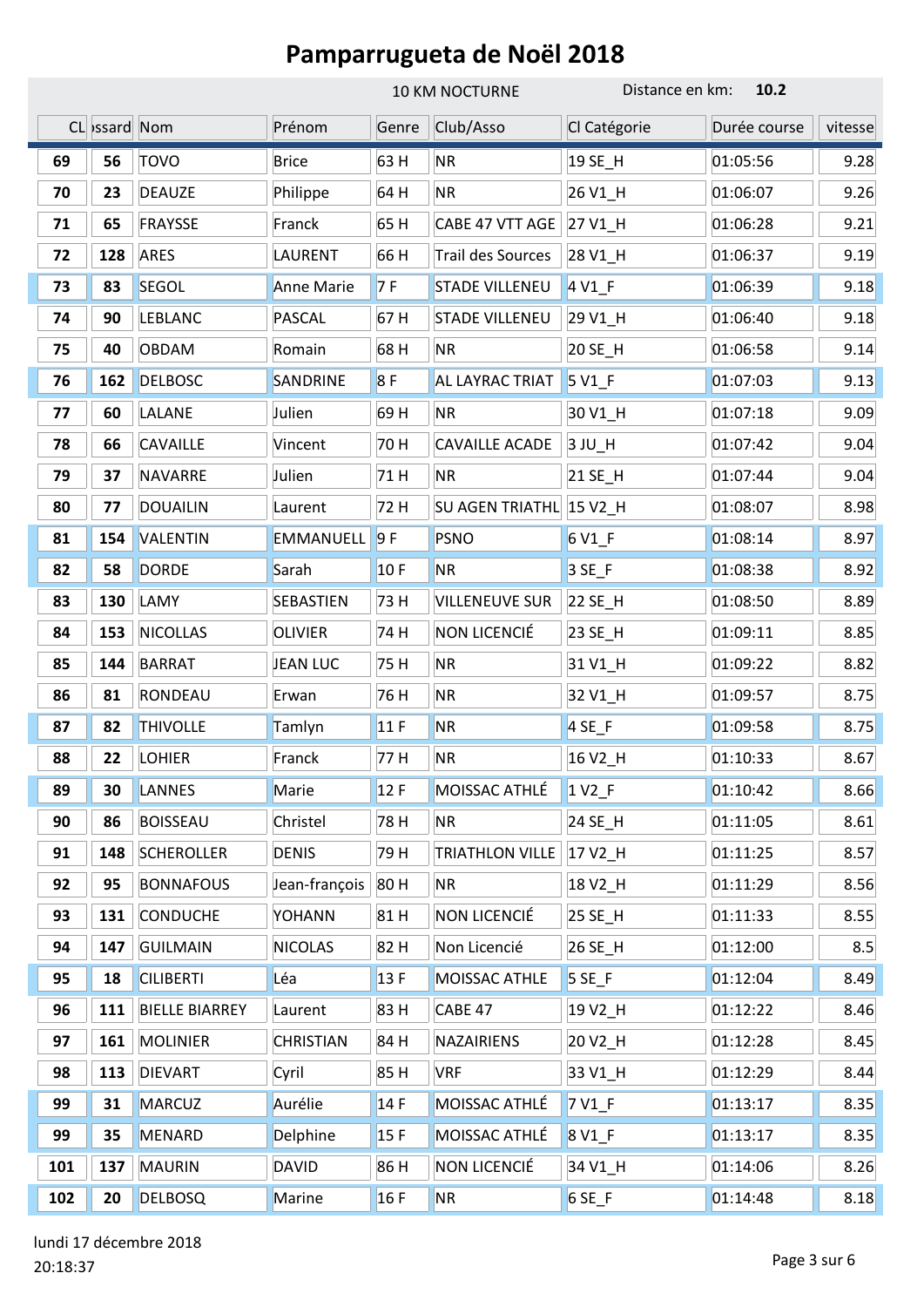# Pamparrugueta de Noël 2018

10 KM NOCTURNE — Distance en km: **10.2**

| CL | Dossard | Nom | Prénom | Genre | Club/Asso | Cl Catégorie | Durée course | vitesse |
|---|---|---|---|---|---|---|---|---|
| 69 | 56 | TOVO | Brice | 63 H | NR | 19 SE_H | 01:05:56 | 9.28 |
| 70 | 23 | DEAUZE | Philippe | 64 H | NR | 26 V1_H | 01:06:07 | 9.26 |
| 71 | 65 | FRAYSSE | Franck | 65 H | CABE 47 VTT AGE | 27 V1_H | 01:06:28 | 9.21 |
| 72 | 128 | ARES | LAURENT | 66 H | Trail des Sources | 28 V1_H | 01:06:37 | 9.19 |
| 73 | 83 | SEGOL | Anne Marie | 7 F | STADE VILLENEU | 4 V1_F | 01:06:39 | 9.18 |
| 74 | 90 | LEBLANC | PASCAL | 67 H | STADE VILLENEU | 29 V1_H | 01:06:40 | 9.18 |
| 75 | 40 | OBDAM | Romain | 68 H | NR | 20 SE_H | 01:06:58 | 9.14 |
| 76 | 162 | DELBOSC | SANDRINE | 8 F | AL LAYRAC TRIAT | 5 V1_F | 01:07:03 | 9.13 |
| 77 | 60 | LALANE | Julien | 69 H | NR | 30 V1_H | 01:07:18 | 9.09 |
| 78 | 66 | CAVAILLE | Vincent | 70 H | CAVAILLE ACADE | 3 JU_H | 01:07:42 | 9.04 |
| 79 | 37 | NAVARRE | Julien | 71 H | NR | 21 SE_H | 01:07:44 | 9.04 |
| 80 | 77 | DOUAILIN | Laurent | 72 H | SU AGEN TRIATHL | 15 V2_H | 01:08:07 | 8.98 |
| 81 | 154 | VALENTIN | EMMANUELL | 9 F | PSNO | 6 V1_F | 01:08:14 | 8.97 |
| 82 | 58 | DORDE | Sarah | 10 F | NR | 3 SE_F | 01:08:38 | 8.92 |
| 83 | 130 | LAMY | SEBASTIEN | 73 H | VILLENEUVE SUR | 22 SE_H | 01:08:50 | 8.89 |
| 84 | 153 | NICOLLAS | OLIVIER | 74 H | NON LICENCIÉ | 23 SE_H | 01:09:11 | 8.85 |
| 85 | 144 | BARRAT | JEAN LUC | 75 H | NR | 31 V1_H | 01:09:22 | 8.82 |
| 86 | 81 | RONDEAU | Erwan | 76 H | NR | 32 V1_H | 01:09:57 | 8.75 |
| 87 | 82 | THIVOLLE | Tamlyn | 11 F | NR | 4 SE_F | 01:09:58 | 8.75 |
| 88 | 22 | LOHIER | Franck | 77 H | NR | 16 V2_H | 01:10:33 | 8.67 |
| 89 | 30 | LANNES | Marie | 12 F | MOISSAC ATHLÉ | 1 V2_F | 01:10:42 | 8.66 |
| 90 | 86 | BOISSEAU | Christel | 78 H | NR | 24 SE_H | 01:11:05 | 8.61 |
| 91 | 148 | SCHEROLLER | DENIS | 79 H | TRIATHLON VILLE | 17 V2_H | 01:11:25 | 8.57 |
| 92 | 95 | BONNAFOUS | Jean-françois | 80 H | NR | 18 V2_H | 01:11:29 | 8.56 |
| 93 | 131 | CONDUCHE | YOHANN | 81 H | NON LICENCIÉ | 25 SE_H | 01:11:33 | 8.55 |
| 94 | 147 | GUILMAIN | NICOLAS | 82 H | Non Licencié | 26 SE_H | 01:12:00 | 8.5 |
| 95 | 18 | CILIBERTI | Léa | 13 F | MOISSAC ATHLE | 5 SE_F | 01:12:04 | 8.49 |
| 96 | 111 | BIELLE BIARREY | Laurent | 83 H | CABE 47 | 19 V2_H | 01:12:22 | 8.46 |
| 97 | 161 | MOLINIER | CHRISTIAN | 84 H | NAZAIRIENS | 20 V2_H | 01:12:28 | 8.45 |
| 98 | 113 | DIEVART | Cyril | 85 H | VRF | 33 V1_H | 01:12:29 | 8.44 |
| 99 | 31 | MARCUZ | Aurélie | 14 F | MOISSAC ATHLÉ | 7 V1_F | 01:13:17 | 8.35 |
| 99 | 35 | MENARD | Delphine | 15 F | MOISSAC ATHLÉ | 8 V1_F | 01:13:17 | 8.35 |
| 101 | 137 | MAURIN | DAVID | 86 H | NON LICENCIÉ | 34 V1_H | 01:14:06 | 8.26 |
| 102 | 20 | DELBOSQ | Marine | 16 F | NR | 6 SE_F | 01:14:48 | 8.18 |

lundi 17 décembre 2018
20:18:37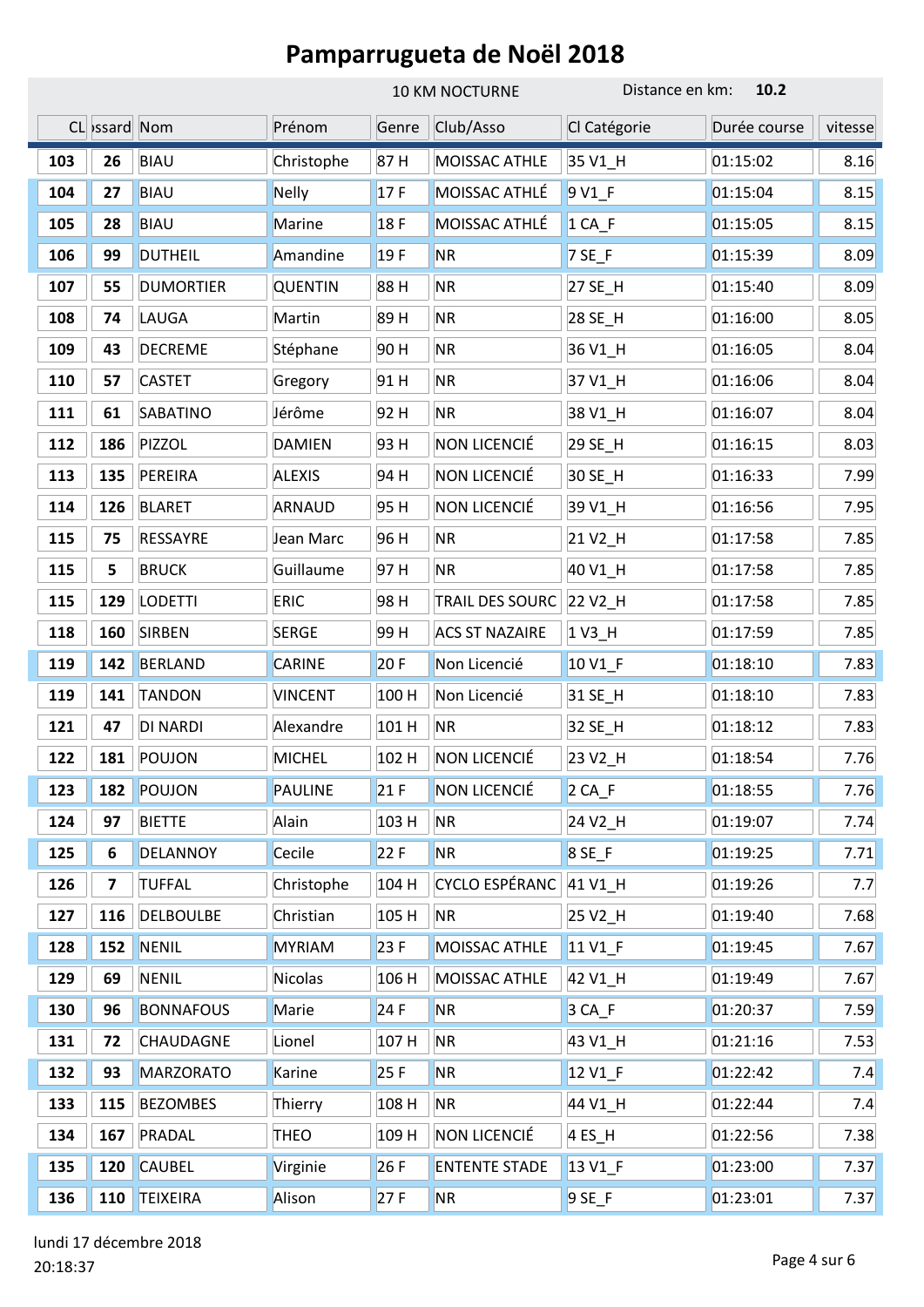# Pamparrugueta de Noël 2018

10 KM NOCTURNE — Distance en km: **10.2**

| CL | Dossard | Nom | Prénom | Genre | Club/Asso | Cl Catégorie | Durée course | vitesse |
|---|---|---|---|---|---|---|---|---|
| 103 | 26 | BIAU | Christophe | 87 H | MOISSAC ATHLE | 35 V1_H | 01:15:02 | 8.16 |
| 104 | 27 | BIAU | Nelly | 17 F | MOISSAC ATHLÉ | 9 V1_F | 01:15:04 | 8.15 |
| 105 | 28 | BIAU | Marine | 18 F | MOISSAC ATHLÉ | 1 CA_F | 01:15:05 | 8.15 |
| 106 | 99 | DUTHEIL | Amandine | 19 F | NR | 7 SE_F | 01:15:39 | 8.09 |
| 107 | 55 | DUMORTIER | QUENTIN | 88 H | NR | 27 SE_H | 01:15:40 | 8.09 |
| 108 | 74 | LAUGA | Martin | 89 H | NR | 28 SE_H | 01:16:00 | 8.05 |
| 109 | 43 | DECREME | Stéphane | 90 H | NR | 36 V1_H | 01:16:05 | 8.04 |
| 110 | 57 | CASTET | Gregory | 91 H | NR | 37 V1_H | 01:16:06 | 8.04 |
| 111 | 61 | SABATINO | Jérôme | 92 H | NR | 38 V1_H | 01:16:07 | 8.04 |
| 112 | 186 | PIZZOL | DAMIEN | 93 H | NON LICENCIÉ | 29 SE_H | 01:16:15 | 8.03 |
| 113 | 135 | PEREIRA | ALEXIS | 94 H | NON LICENCIÉ | 30 SE_H | 01:16:33 | 7.99 |
| 114 | 126 | BLARET | ARNAUD | 95 H | NON LICENCIÉ | 39 V1_H | 01:16:56 | 7.95 |
| 115 | 75 | RESSAYRE | Jean Marc | 96 H | NR | 21 V2_H | 01:17:58 | 7.85 |
| 115 | 5 | BRUCK | Guillaume | 97 H | NR | 40 V1_H | 01:17:58 | 7.85 |
| 115 | 129 | LODETTI | ERIC | 98 H | TRAIL DES SOURC | 22 V2_H | 01:17:58 | 7.85 |
| 118 | 160 | SIRBEN | SERGE | 99 H | ACS ST NAZAIRE | 1 V3_H | 01:17:59 | 7.85 |
| 119 | 142 | BERLAND | CARINE | 20 F | Non Licencié | 10 V1_F | 01:18:10 | 7.83 |
| 119 | 141 | TANDON | VINCENT | 100 H | Non Licencié | 31 SE_H | 01:18:10 | 7.83 |
| 121 | 47 | DI NARDI | Alexandre | 101 H | NR | 32 SE_H | 01:18:12 | 7.83 |
| 122 | 181 | POUJON | MICHEL | 102 H | NON LICENCIÉ | 23 V2_H | 01:18:54 | 7.76 |
| 123 | 182 | POUJON | PAULINE | 21 F | NON LICENCIÉ | 2 CA_F | 01:18:55 | 7.76 |
| 124 | 97 | BIETTE | Alain | 103 H | NR | 24 V2_H | 01:19:07 | 7.74 |
| 125 | 6 | DELANNOY | Cecile | 22 F | NR | 8 SE_F | 01:19:25 | 7.71 |
| 126 | 7 | TUFFAL | Christophe | 104 H | CYCLO ESPÉRANC | 41 V1_H | 01:19:26 | 7.7 |
| 127 | 116 | DELBOULBE | Christian | 105 H | NR | 25 V2_H | 01:19:40 | 7.68 |
| 128 | 152 | NENIL | MYRIAM | 23 F | MOISSAC ATHLE | 11 V1_F | 01:19:45 | 7.67 |
| 129 | 69 | NENIL | Nicolas | 106 H | MOISSAC ATHLE | 42 V1_H | 01:19:49 | 7.67 |
| 130 | 96 | BONNAFOUS | Marie | 24 F | NR | 3 CA_F | 01:20:37 | 7.59 |
| 131 | 72 | CHAUDAGNE | Lionel | 107 H | NR | 43 V1_H | 01:21:16 | 7.53 |
| 132 | 93 | MARZORATO | Karine | 25 F | NR | 12 V1_F | 01:22:42 | 7.4 |
| 133 | 115 | BEZOMBES | Thierry | 108 H | NR | 44 V1_H | 01:22:44 | 7.4 |
| 134 | 167 | PRADAL | THEO | 109 H | NON LICENCIÉ | 4 ES_H | 01:22:56 | 7.38 |
| 135 | 120 | CAUBEL | Virginie | 26 F | ENTENTE STADE | 13 V1_F | 01:23:00 | 7.37 |
| 136 | 110 | TEIXEIRA | Alison | 27 F | NR | 9 SE_F | 01:23:01 | 7.37 |

lundi 17 décembre 2018
20:18:37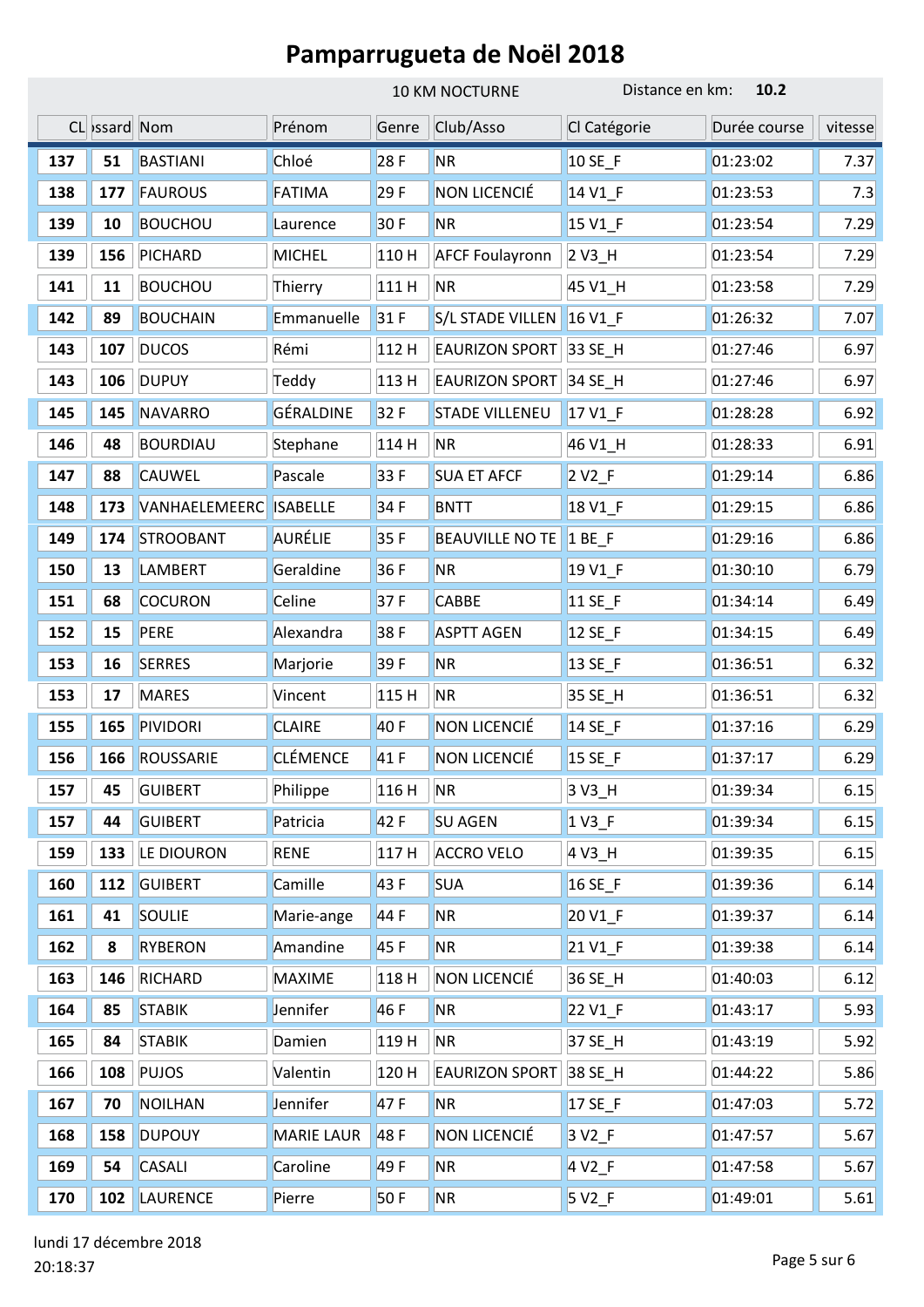# Pamparrugueta de Noël 2018

10 KM NOCTURNE — Distance en km: **10.2**

| CL | ossard | Nom | Prénom | Genre | Club/Asso | Cl Catégorie | Durée course | vitesse |
|---|---|---|---|---|---|---|---|---|
| 137 | 51 | BASTIANI | Chloé | 28 F | NR | 10 SE_F | 01:23:02 | 7.37 |
| 138 | 177 | FAUROUS | FATIMA | 29 F | NON LICENCIÉ | 14 V1_F | 01:23:53 | 7.3 |
| 139 | 10 | BOUCHOU | Laurence | 30 F | NR | 15 V1_F | 01:23:54 | 7.29 |
| 139 | 156 | PICHARD | MICHEL | 110 H | AFCF Foulayronn | 2 V3_H | 01:23:54 | 7.29 |
| 141 | 11 | BOUCHOU | Thierry | 111 H | NR | 45 V1_H | 01:23:58 | 7.29 |
| 142 | 89 | BOUCHAIN | Emmanuelle | 31 F | S/L STADE VILLEN | 16 V1_F | 01:26:32 | 7.07 |
| 143 | 107 | DUCOS | Rémi | 112 H | EAURIZON SPORT | 33 SE_H | 01:27:46 | 6.97 |
| 143 | 106 | DUPUY | Teddy | 113 H | EAURIZON SPORT | 34 SE_H | 01:27:46 | 6.97 |
| 145 | 145 | NAVARRO | GÉRALDINE | 32 F | STADE VILLENEU | 17 V1_F | 01:28:28 | 6.92 |
| 146 | 48 | BOURDIAU | Stephane | 114 H | NR | 46 V1_H | 01:28:33 | 6.91 |
| 147 | 88 | CAUWEL | Pascale | 33 F | SUA ET AFCF | 2 V2_F | 01:29:14 | 6.86 |
| 148 | 173 | VANHAELEMEERC | ISABELLE | 34 F | BNTT | 18 V1_F | 01:29:15 | 6.86 |
| 149 | 174 | STROOBANT | AURÉLIE | 35 F | BEAUVILLE NO TE | 1 BE_F | 01:29:16 | 6.86 |
| 150 | 13 | LAMBERT | Geraldine | 36 F | NR | 19 V1_F | 01:30:10 | 6.79 |
| 151 | 68 | COCURON | Celine | 37 F | CABBE | 11 SE_F | 01:34:14 | 6.49 |
| 152 | 15 | PERE | Alexandra | 38 F | ASPTT AGEN | 12 SE_F | 01:34:15 | 6.49 |
| 153 | 16 | SERRES | Marjorie | 39 F | NR | 13 SE_F | 01:36:51 | 6.32 |
| 153 | 17 | MARES | Vincent | 115 H | NR | 35 SE_H | 01:36:51 | 6.32 |
| 155 | 165 | PIVIDORI | CLAIRE | 40 F | NON LICENCIÉ | 14 SE_F | 01:37:16 | 6.29 |
| 156 | 166 | ROUSSARIE | CLÉMENCE | 41 F | NON LICENCIÉ | 15 SE_F | 01:37:17 | 6.29 |
| 157 | 45 | GUIBERT | Philippe | 116 H | NR | 3 V3_H | 01:39:34 | 6.15 |
| 157 | 44 | GUIBERT | Patricia | 42 F | SU AGEN | 1 V3_F | 01:39:34 | 6.15 |
| 159 | 133 | LE DIOURON | RENE | 117 H | ACCRO VELO | 4 V3_H | 01:39:35 | 6.15 |
| 160 | 112 | GUIBERT | Camille | 43 F | SUA | 16 SE_F | 01:39:36 | 6.14 |
| 161 | 41 | SOULIE | Marie-ange | 44 F | NR | 20 V1_F | 01:39:37 | 6.14 |
| 162 | 8 | RYBERON | Amandine | 45 F | NR | 21 V1_F | 01:39:38 | 6.14 |
| 163 | 146 | RICHARD | MAXIME | 118 H | NON LICENCIÉ | 36 SE_H | 01:40:03 | 6.12 |
| 164 | 85 | STABIK | Jennifer | 46 F | NR | 22 V1_F | 01:43:17 | 5.93 |
| 165 | 84 | STABIK | Damien | 119 H | NR | 37 SE_H | 01:43:19 | 5.92 |
| 166 | 108 | PUJOS | Valentin | 120 H | EAURIZON SPORT | 38 SE_H | 01:44:22 | 5.86 |
| 167 | 70 | NOILHAN | Jennifer | 47 F | NR | 17 SE_F | 01:47:03 | 5.72 |
| 168 | 158 | DUPOUY | MARIE LAUR | 48 F | NON LICENCIÉ | 3 V2_F | 01:47:57 | 5.67 |
| 169 | 54 | CASALI | Caroline | 49 F | NR | 4 V2_F | 01:47:58 | 5.67 |
| 170 | 102 | LAURENCE | Pierre | 50 F | NR | 5 V2_F | 01:49:01 | 5.61 |

lundi 17 décembre 2018
20:18:37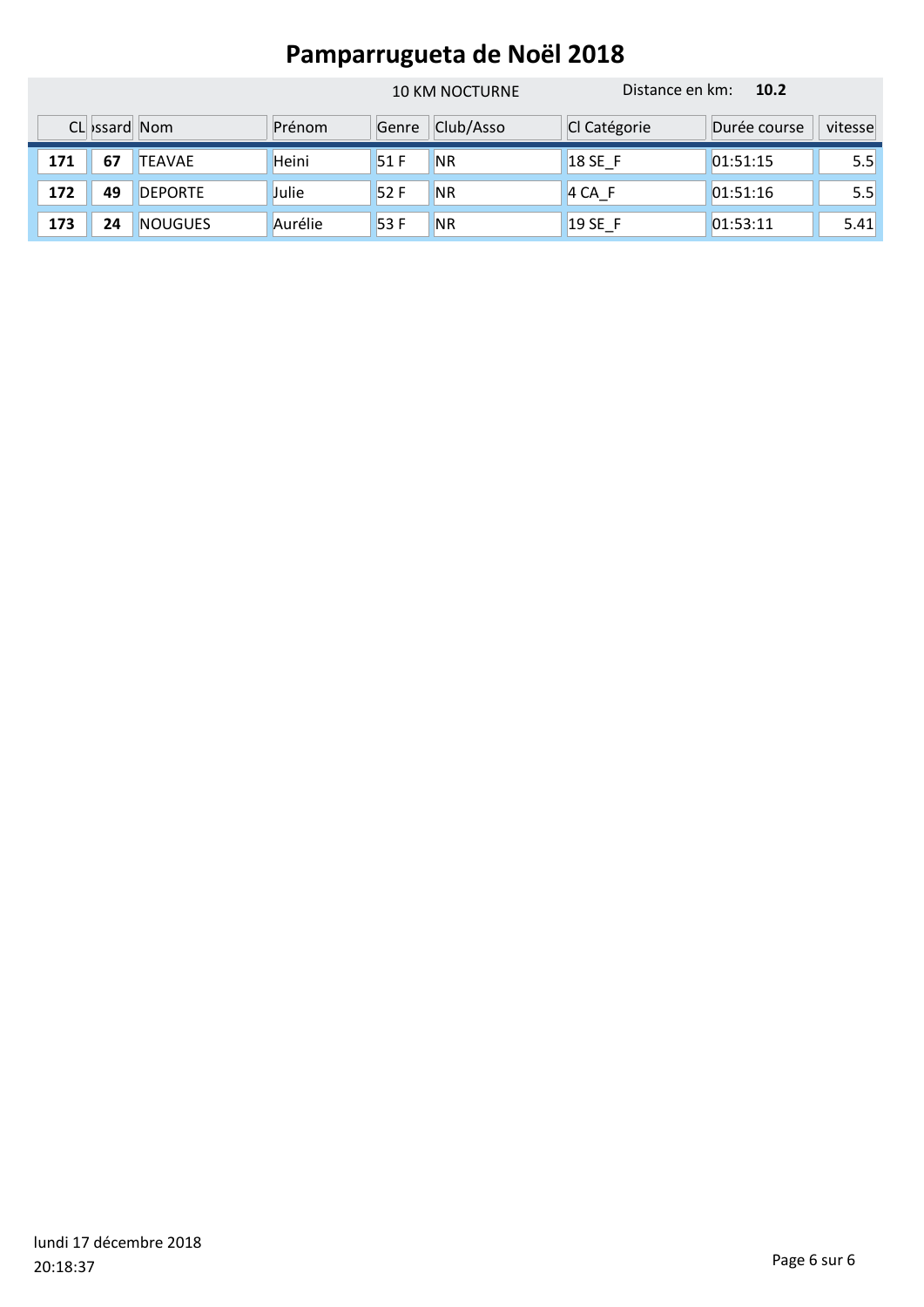# Pamparrugueta de Noël 2018

10 KM NOCTURNE — Distance en km: **10.2**

| CL | ossard | Nom | Prénom | Genre | Club/Asso | Cl Catégorie | Durée course | vitesse |
|---|---|---|---|---|---|---|---|---|
| **171** | **67** | TEAVAE | Heini | 51 F | NR | 18 SE_F | 01:51:15 | 5.5 |
| **172** | **49** | DEPORTE | Julie | 52 F | NR | 4 CA_F | 01:51:16 | 5.5 |
| **173** | **24** | NOUGUES | Aurélie | 53 F | NR | 19 SE_F | 01:53:11 | 5.41 |

lundi 17 décembre 2018
20:18:37